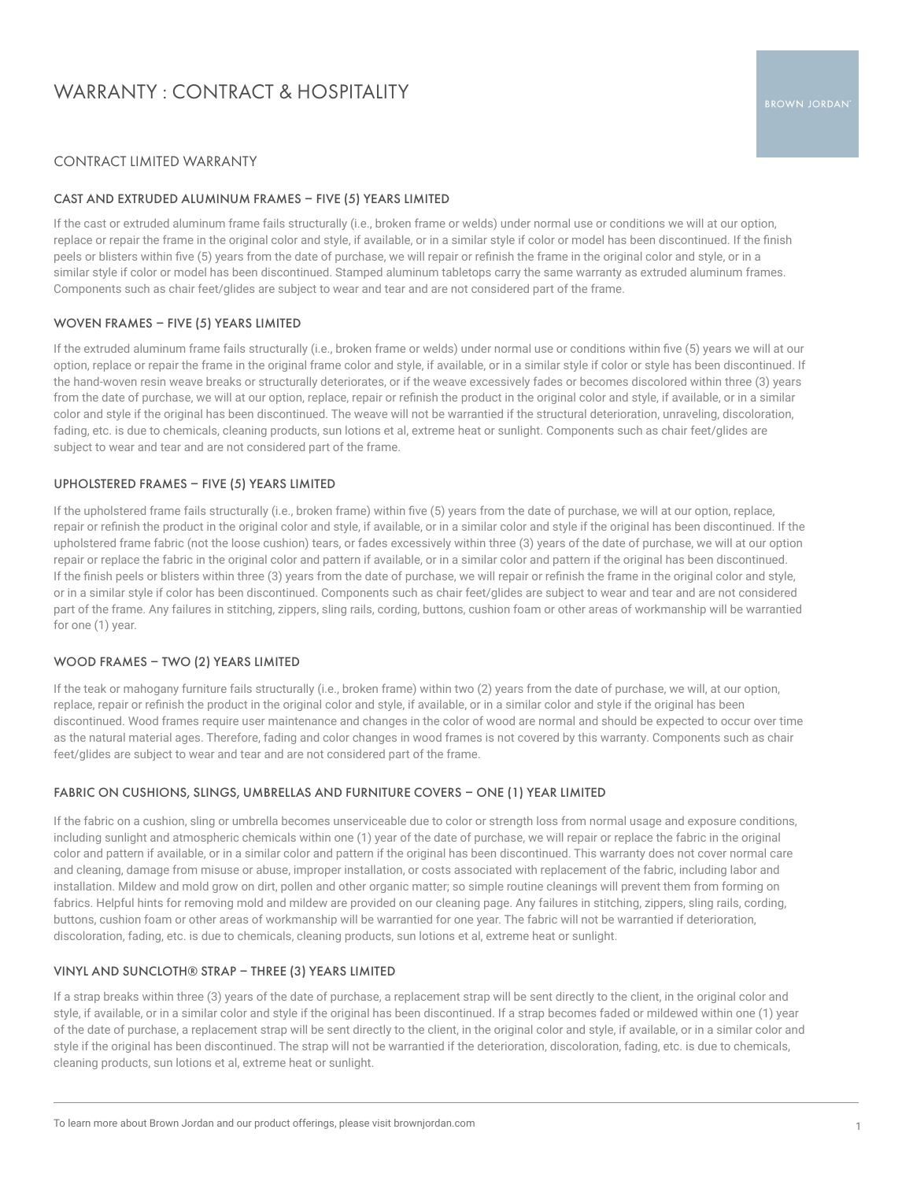# WARRANTY : CONTRACT & HOSPITALITY

BROWN JORDAN

## CONTRACT LIMITED WARRANTY

### CAST AND EXTRUDED ALUMINUM FRAMES – FIVE (5) YEARS LIMITED

If the cast or extruded aluminum frame fails structurally (i.e., broken frame or welds) under normal use or conditions we will at our option, replace or repair the frame in the original color and style, if available, or in a similar style if color or model has been discontinued. If the finish peels or blisters within five (5) years from the date of purchase, we will repair or refinish the frame in the original color and style, or in a similar style if color or model has been discontinued. Stamped aluminum tabletops carry the same warranty as extruded aluminum frames. Components such as chair feet/glides are subject to wear and tear and are not considered part of the frame.

### WOVEN FRAMES – FIVE (5) YEARS LIMITED

If the extruded aluminum frame fails structurally (i.e., broken frame or welds) under normal use or conditions within five (5) years we will at our option, replace or repair the frame in the original frame color and style, if available, or in a similar style if color or style has been discontinued. If the hand-woven resin weave breaks or structurally deteriorates, or if the weave excessively fades or becomes discolored within three (3) years from the date of purchase, we will at our option, replace, repair or refinish the product in the original color and style, if available, or in a similar color and style if the original has been discontinued. The weave will not be warrantied if the structural deterioration, unraveling, discoloration, fading, etc. is due to chemicals, cleaning products, sun lotions et al, extreme heat or sunlight. Components such as chair feet/glides are subject to wear and tear and are not considered part of the frame.

### UPHOLSTERED FRAMES – FIVE (5) YEARS LIMITED

If the upholstered frame fails structurally (i.e., broken frame) within five (5) years from the date of purchase, we will at our option, replace, repair or refinish the product in the original color and style, if available, or in a similar color and style if the original has been discontinued. If the upholstered frame fabric (not the loose cushion) tears, or fades excessively within three (3) years of the date of purchase, we will at our option repair or replace the fabric in the original color and pattern if available, or in a similar color and pattern if the original has been discontinued. If the finish peels or blisters within three (3) years from the date of purchase, we will repair or refinish the frame in the original color and style, or in a similar style if color has been discontinued. Components such as chair feet/glides are subject to wear and tear and are not considered part of the frame. Any failures in stitching, zippers, sling rails, cording, buttons, cushion foam or other areas of workmanship will be warrantied for one (1) year.

### WOOD FRAMES – TWO (2) YEARS LIMITED

If the teak or mahogany furniture fails structurally (i.e., broken frame) within two (2) years from the date of purchase, we will, at our option, replace, repair or refinish the product in the original color and style, if available, or in a similar color and style if the original has been discontinued. Wood frames require user maintenance and changes in the color of wood are normal and should be expected to occur over time as the natural material ages. Therefore, fading and color changes in wood frames is not covered by this warranty. Components such as chair feet/glides are subject to wear and tear and are not considered part of the frame.

### FABRIC ON CUSHIONS, SLINGS, UMBRELLAS AND FURNITURE COVERS – ONE (1) YEAR LIMITED

If the fabric on a cushion, sling or umbrella becomes unserviceable due to color or strength loss from normal usage and exposure conditions, including sunlight and atmospheric chemicals within one (1) year of the date of purchase, we will repair or replace the fabric in the original color and pattern if available, or in a similar color and pattern if the original has been discontinued. This warranty does not cover normal care and cleaning, damage from misuse or abuse, improper installation, or costs associated with replacement of the fabric, including labor and installation. Mildew and mold grow on dirt, pollen and other organic matter; so simple routine cleanings will prevent them from forming on fabrics. Helpful hints for removing mold and mildew are provided on our cleaning page. Any failures in stitching, zippers, sling rails, cording, buttons, cushion foam or other areas of workmanship will be warrantied for one year. The fabric will not be warrantied if deterioration, discoloration, fading, etc. is due to chemicals, cleaning products, sun lotions et al, extreme heat or sunlight.

### VINYL AND SUNCLOTH® STRAP – THREE (3) YEARS LIMITED

If a strap breaks within three (3) years of the date of purchase, a replacement strap will be sent directly to the client, in the original color and style, if available, or in a similar color and style if the original has been discontinued. If a strap becomes faded or mildewed within one (1) year of the date of purchase, a replacement strap will be sent directly to the client, in the original color and style, if available, or in a similar color and style if the original has been discontinued. The strap will not be warrantied if the deterioration, discoloration, fading, etc. is due to chemicals, cleaning products, sun lotions et al, extreme heat or sunlight.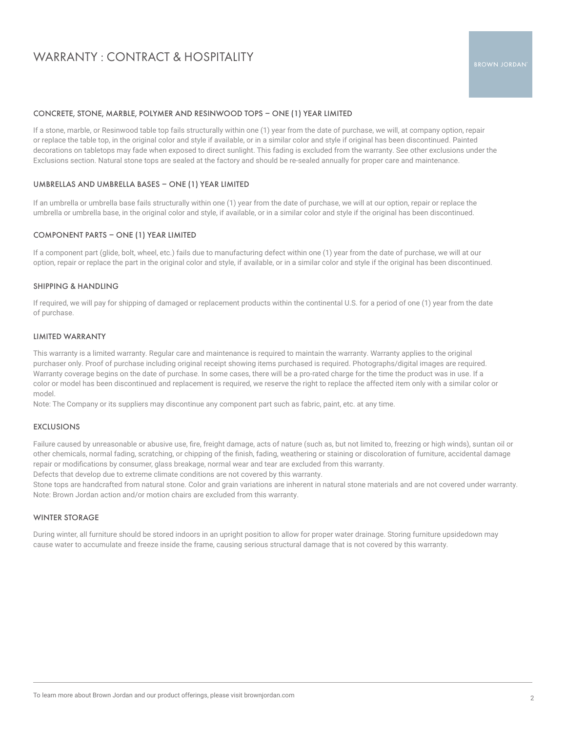# WARRANTY : CONTRACT & HOSPITALITY

BROWN JORDAN

## CONCRETE, STONE, MARBLE, POLYMER AND RESINWOOD TOPS – ONE (1) YEAR LIMITED

If a stone, marble, or Resinwood table top fails structurally within one (1) year from the date of purchase, we will, at company option, repair or replace the table top, in the original color and style if available, or in a similar color and style if original has been discontinued. Painted decorations on tabletops may fade when exposed to direct sunlight. This fading is excluded from the warranty. See other exclusions under the Exclusions section. Natural stone tops are sealed at the factory and should be re-sealed annually for proper care and maintenance.

## UMBRELLAS AND UMBRELLA BASES – ONE (1) YEAR LIMITED

If an umbrella or umbrella base fails structurally within one (1) year from the date of purchase, we will at our option, repair or replace the umbrella or umbrella base, in the original color and style, if available, or in a similar color and style if the original has been discontinued.

## COMPONENT PARTS – ONE (1) YEAR LIMITED

If a component part (glide, bolt, wheel, etc.) fails due to manufacturing defect within one (1) year from the date of purchase, we will at our option, repair or replace the part in the original color and style, if available, or in a similar color and style if the original has been discontinued.

## SHIPPING & HANDLING

If required, we will pay for shipping of damaged or replacement products within the continental U.S. for a period of one (1) year from the date of purchase.

## LIMITED WARRANTY

This warranty is a limited warranty. Regular care and maintenance is required to maintain the warranty. Warranty applies to the original purchaser only. Proof of purchase including original receipt showing items purchased is required. Photographs/digital images are required. Warranty coverage begins on the date of purchase. In some cases, there will be a pro-rated charge for the time the product was in use. If a color or model has been discontinued and replacement is required, we reserve the right to replace the affected item only with a similar color or model.

Note: The Company or its suppliers may discontinue any component part such as fabric, paint, etc. at any time.

## EXCLUSIONS

Failure caused by unreasonable or abusive use, fire, freight damage, acts of nature (such as, but not limited to, freezing or high winds), suntan oil or other chemicals, normal fading, scratching, or chipping of the finish, fading, weathering or staining or discoloration of furniture, accidental damage repair or modifications by consumer, glass breakage, normal wear and tear are excluded from this warranty.

Defects that develop due to extreme climate conditions are not covered by this warranty.

Stone tops are handcrafted from natural stone. Color and grain variations are inherent in natural stone materials and are not covered under warranty.

Note: Brown Jordan action and/or motion chairs are excluded from this warranty.

## WINTER STORAGE

During winter, all furniture should be stored indoors in an upright position to allow for proper water drainage. Storing furniture upsidedown may cause water to accumulate and freeze inside the frame, causing serious structural damage that is not covered by this warranty.

To learn more about Brown Jordan and our product offerings, please visit brownjordan.com